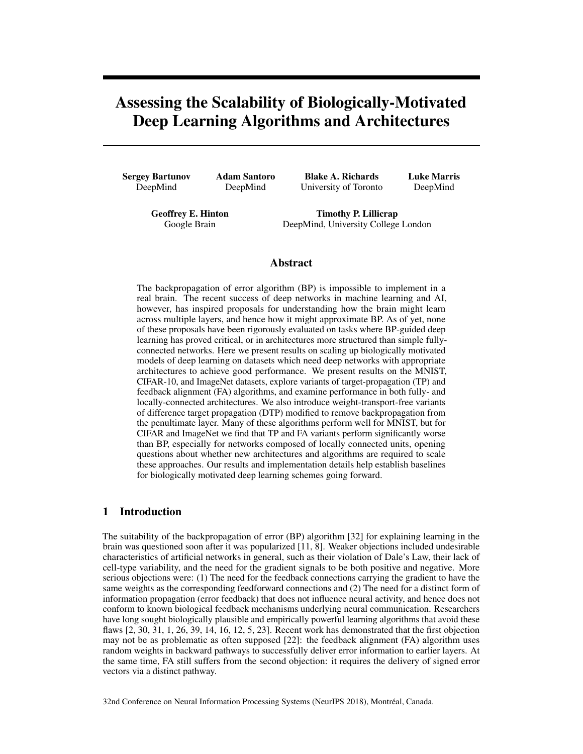# Assessing the Scalability of Biologically-Motivated Deep Learning Algorithms and Architectures

**Sergey Bartunov**
DeepMind

**Adam Santoro**
DeepMind

**Blake A. Richards**
University of Toronto

**Luke Marris**
DeepMind

**Geoffrey E. Hinton**
Google Brain

**Timothy P. Lillicrap**
DeepMind, University College London

## Abstract

The backpropagation of error algorithm (BP) is impossible to implement in a real brain. The recent success of deep networks in machine learning and AI, however, has inspired proposals for understanding how the brain might learn across multiple layers, and hence how it might approximate BP. As of yet, none of these proposals have been rigorously evaluated on tasks where BP-guided deep learning has proved critical, or in architectures more structured than simple fully-connected networks. Here we present results on scaling up biologically motivated models of deep learning on datasets which need deep networks with appropriate architectures to achieve good performance. We present results on the MNIST, CIFAR-10, and ImageNet datasets, explore variants of target-propagation (TP) and feedback alignment (FA) algorithms, and examine performance in both fully- and locally-connected architectures. We also introduce weight-transport-free variants of difference target propagation (DTP) modified to remove backpropagation from the penultimate layer. Many of these algorithms perform well for MNIST, but for CIFAR and ImageNet we find that TP and FA variants perform significantly worse than BP, especially for networks composed of locally connected units, opening questions about whether new architectures and algorithms are required to scale these approaches. Our results and implementation details help establish baselines for biologically motivated deep learning schemes going forward.

## 1 Introduction

The suitability of the backpropagation of error (BP) algorithm [32] for explaining learning in the brain was questioned soon after it was popularized [11, 8]. Weaker objections included undesirable characteristics of artificial networks in general, such as their violation of Dale's Law, their lack of cell-type variability, and the need for the gradient signals to be both positive and negative. More serious objections were: (1) The need for the feedback connections carrying the gradient to have the same weights as the corresponding feedforward connections and (2) The need for a distinct form of information propagation (error feedback) that does not influence neural activity, and hence does not conform to known biological feedback mechanisms underlying neural communication. Researchers have long sought biologically plausible and empirically powerful learning algorithms that avoid these flaws [2, 30, 31, 1, 26, 39, 14, 16, 12, 5, 23]. Recent work has demonstrated that the first objection may not be as problematic as often supposed [22]: the feedback alignment (FA) algorithm uses random weights in backward pathways to successfully deliver error information to earlier layers. At the same time, FA still suffers from the second objection: it requires the delivery of signed error vectors via a distinct pathway.

32nd Conference on Neural Information Processing Systems (NeurIPS 2018), Montréal, Canada.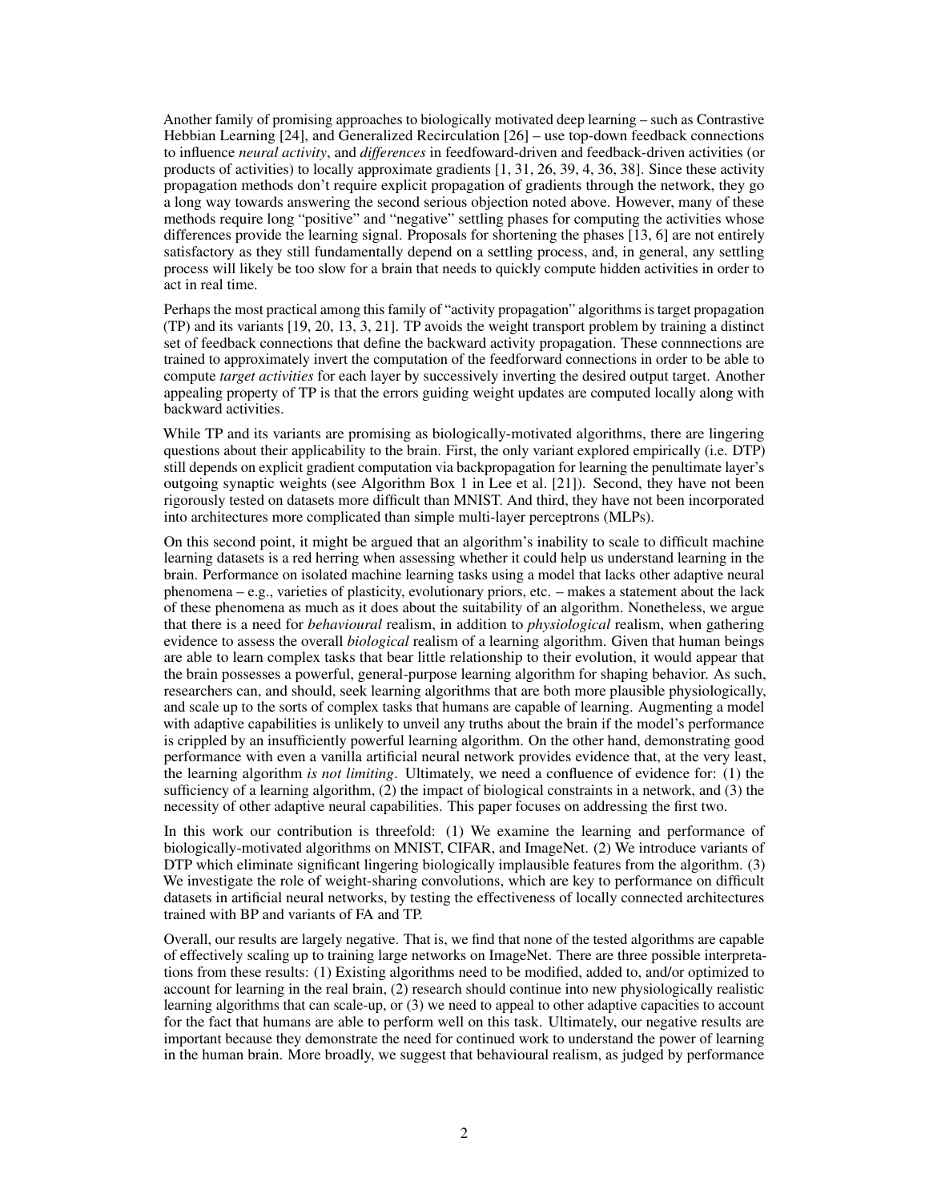Another family of promising approaches to biologically motivated deep learning – such as Contrastive Hebbian Learning [24], and Generalized Recirculation [26] – use top-down feedback connections to influence *neural activity*, and *differences* in feedfoward-driven and feedback-driven activities (or products of activities) to locally approximate gradients [1, 31, 26, 39, 4, 36, 38]. Since these activity propagation methods don't require explicit propagation of gradients through the network, they go a long way towards answering the second serious objection noted above. However, many of these methods require long "positive" and "negative" settling phases for computing the activities whose differences provide the learning signal. Proposals for shortening the phases [13, 6] are not entirely satisfactory as they still fundamentally depend on a settling process, and, in general, any settling process will likely be too slow for a brain that needs to quickly compute hidden activities in order to act in real time.

Perhaps the most practical among this family of "activity propagation" algorithms is target propagation (TP) and its variants [19, 20, 13, 3, 21]. TP avoids the weight transport problem by training a distinct set of feedback connections that define the backward activity propagation. These connnections are trained to approximately invert the computation of the feedforward connections in order to be able to compute *target activities* for each layer by successively inverting the desired output target. Another appealing property of TP is that the errors guiding weight updates are computed locally along with backward activities.

While TP and its variants are promising as biologically-motivated algorithms, there are lingering questions about their applicability to the brain. First, the only variant explored empirically (i.e. DTP) still depends on explicit gradient computation via backpropagation for learning the penultimate layer's outgoing synaptic weights (see Algorithm Box 1 in Lee et al. [21]). Second, they have not been rigorously tested on datasets more difficult than MNIST. And third, they have not been incorporated into architectures more complicated than simple multi-layer perceptrons (MLPs).

On this second point, it might be argued that an algorithm's inability to scale to difficult machine learning datasets is a red herring when assessing whether it could help us understand learning in the brain. Performance on isolated machine learning tasks using a model that lacks other adaptive neural phenomena – e.g., varieties of plasticity, evolutionary priors, etc. – makes a statement about the lack of these phenomena as much as it does about the suitability of an algorithm. Nonetheless, we argue that there is a need for *behavioural* realism, in addition to *physiological* realism, when gathering evidence to assess the overall *biological* realism of a learning algorithm. Given that human beings are able to learn complex tasks that bear little relationship to their evolution, it would appear that the brain possesses a powerful, general-purpose learning algorithm for shaping behavior. As such, researchers can, and should, seek learning algorithms that are both more plausible physiologically, and scale up to the sorts of complex tasks that humans are capable of learning. Augmenting a model with adaptive capabilities is unlikely to unveil any truths about the brain if the model's performance is crippled by an insufficiently powerful learning algorithm. On the other hand, demonstrating good performance with even a vanilla artificial neural network provides evidence that, at the very least, the learning algorithm *is not limiting*. Ultimately, we need a confluence of evidence for: (1) the sufficiency of a learning algorithm, (2) the impact of biological constraints in a network, and (3) the necessity of other adaptive neural capabilities. This paper focuses on addressing the first two.

In this work our contribution is threefold: (1) We examine the learning and performance of biologically-motivated algorithms on MNIST, CIFAR, and ImageNet. (2) We introduce variants of DTP which eliminate significant lingering biologically implausible features from the algorithm. (3) We investigate the role of weight-sharing convolutions, which are key to performance on difficult datasets in artificial neural networks, by testing the effectiveness of locally connected architectures trained with BP and variants of FA and TP.

Overall, our results are largely negative. That is, we find that none of the tested algorithms are capable of effectively scaling up to training large networks on ImageNet. There are three possible interpretations from these results: (1) Existing algorithms need to be modified, added to, and/or optimized to account for learning in the real brain, (2) research should continue into new physiologically realistic learning algorithms that can scale-up, or (3) we need to appeal to other adaptive capacities to account for the fact that humans are able to perform well on this task. Ultimately, our negative results are important because they demonstrate the need for continued work to understand the power of learning in the human brain. More broadly, we suggest that behavioural realism, as judged by performance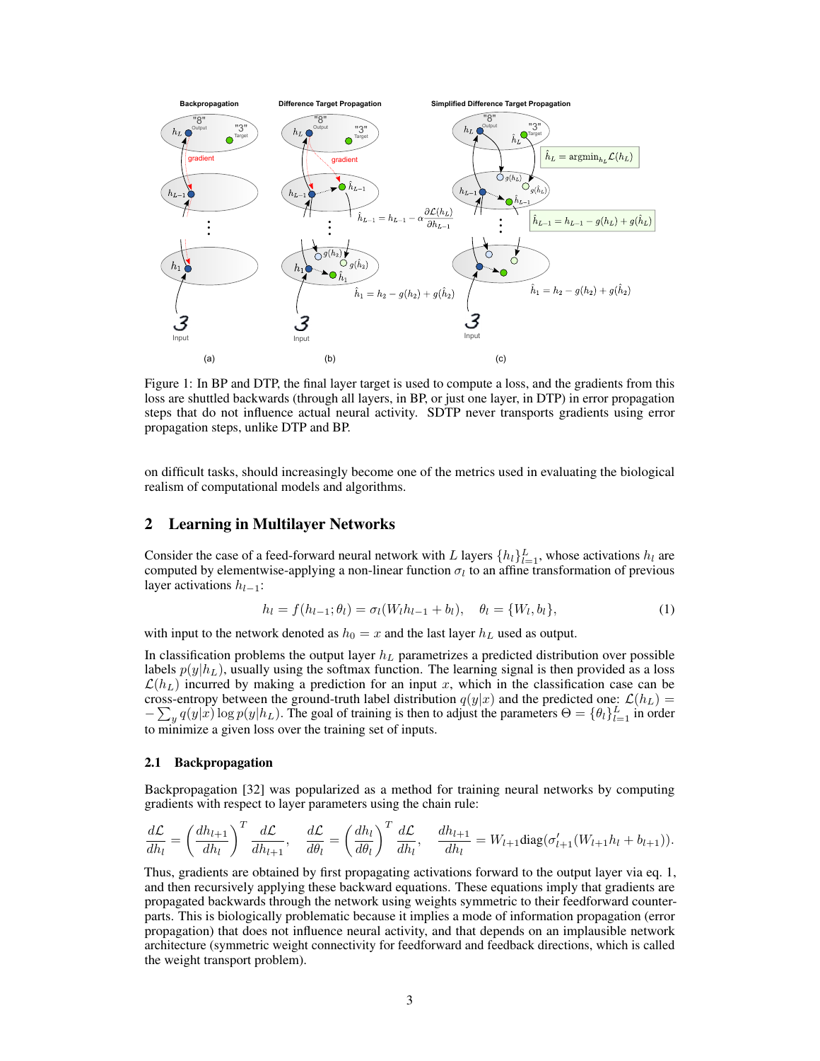Figure 1: In BP and DTP, the final layer target is used to compute a loss, and the gradients from this loss are shuttled backwards (through all layers, in BP, or just one layer, in DTP) in error propagation steps that do not influence actual neural activity. SDTP never transports gradients using error propagation steps, unlike DTP and BP.

on difficult tasks, should increasingly become one of the metrics used in evaluating the biological realism of computational models and algorithms.

## 2 Learning in Multilayer Networks

Consider the case of a feed-forward neural network with $L$ layers $\{h_l\}_{l=1}^L$, whose activations $h_l$ are computed by elementwise-applying a non-linear function $\sigma_l$ to an affine transformation of previous layer activations $h_{l-1}$:

$$h_l = f(h_{l-1}; \theta_l) = \sigma_l(W_l h_{l-1} + b_l), \quad \theta_l = \{W_l, b_l\}, \tag{1}$$

with input to the network denoted as $h_0 = x$ and the last layer $h_L$ used as output.

In classification problems the output layer $h_L$ parametrizes a predicted distribution over possible labels $p(y|h_L)$, usually using the softmax function. The learning signal is then provided as a loss $\mathcal{L}(h_L)$ incurred by making a prediction for an input $x$, which in the classification case can be cross-entropy between the ground-truth label distribution $q(y|x)$ and the predicted one: $\mathcal{L}(h_L) = -\sum_y q(y|x) \log p(y|h_L)$. The goal of training is then to adjust the parameters $\Theta = \{\theta_l\}_{l=1}^L$ in order to minimize a given loss over the training set of inputs.

### 2.1 Backpropagation

Backpropagation [32] was popularized as a method for training neural networks by computing gradients with respect to layer parameters using the chain rule:

$$\frac{d\mathcal{L}}{dh_l} = \left(\frac{dh_{l+1}}{dh_l}\right)^T \frac{d\mathcal{L}}{dh_{l+1}}, \quad \frac{d\mathcal{L}}{d\theta_l} = \left(\frac{dh_l}{d\theta_l}\right)^T \frac{d\mathcal{L}}{dh_l}, \quad \frac{dh_{l+1}}{dh_l} = W_{l+1}\text{diag}(\sigma'_{l+1}(W_{l+1}h_l + b_{l+1})).$$

Thus, gradients are obtained by first propagating activations forward to the output layer via eq. 1, and then recursively applying these backward equations. These equations imply that gradients are propagated backwards through the network using weights symmetric to their feedforward counterparts. This is biologically problematic because it implies a mode of information propagation (error propagation) that does not influence neural activity, and that depends on an implausible network architecture (symmetric weight connectivity for feedforward and feedback directions, which is called the weight transport problem).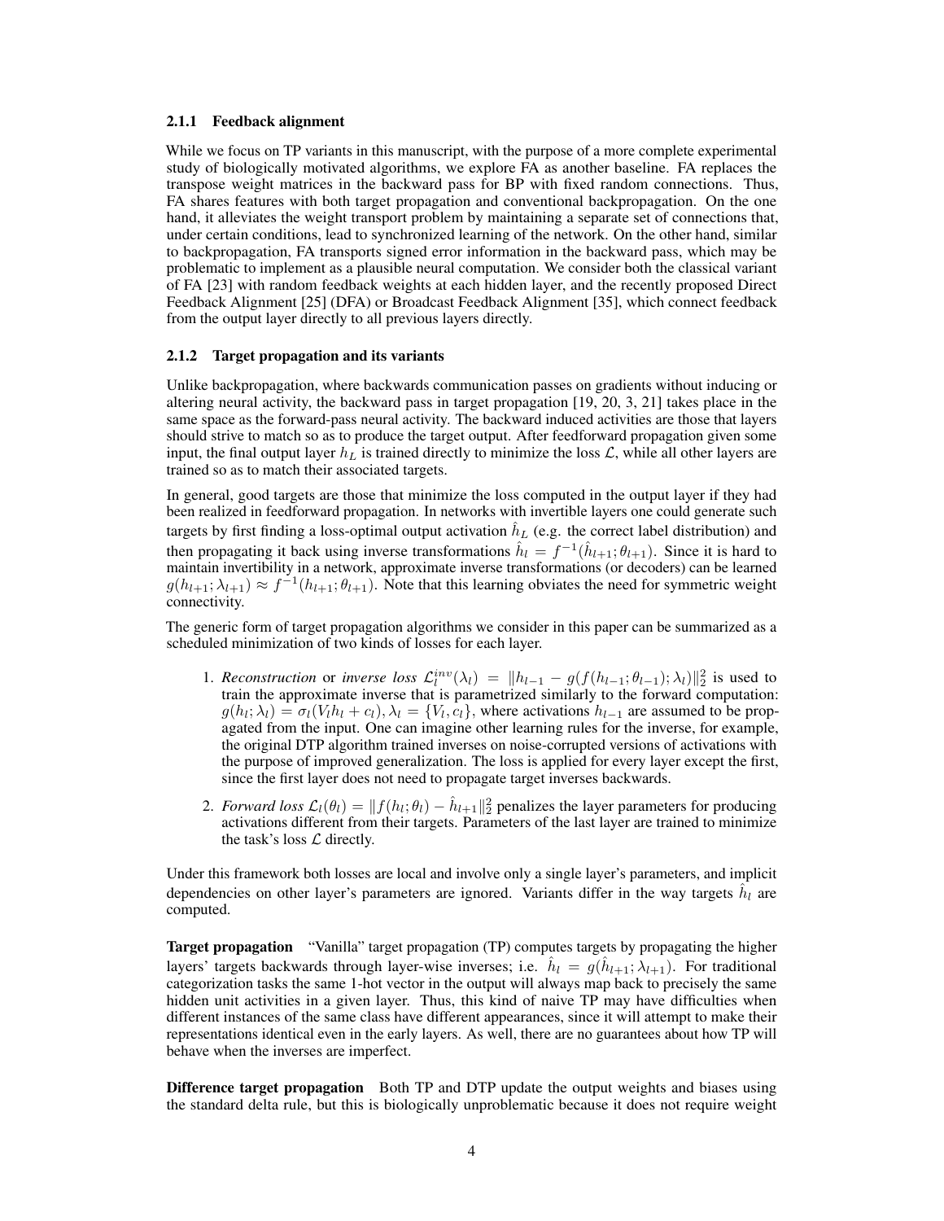#### 2.1.1 Feedback alignment

While we focus on TP variants in this manuscript, with the purpose of a more complete experimental study of biologically motivated algorithms, we explore FA as another baseline. FA replaces the transpose weight matrices in the backward pass for BP with fixed random connections. Thus, FA shares features with both target propagation and conventional backpropagation. On the one hand, it alleviates the weight transport problem by maintaining a separate set of connections that, under certain conditions, lead to synchronized learning of the network. On the other hand, similar to backpropagation, FA transports signed error information in the backward pass, which may be problematic to implement as a plausible neural computation. We consider both the classical variant of FA [23] with random feedback weights at each hidden layer, and the recently proposed Direct Feedback Alignment [25] (DFA) or Broadcast Feedback Alignment [35], which connect feedback from the output layer directly to all previous layers directly.

#### 2.1.2 Target propagation and its variants

Unlike backpropagation, where backwards communication passes on gradients without inducing or altering neural activity, the backward pass in target propagation [19, 20, 3, 21] takes place in the same space as the forward-pass neural activity. The backward induced activities are those that layers should strive to match so as to produce the target output. After feedforward propagation given some input, the final output layer $h_L$ is trained directly to minimize the loss $\mathcal{L}$, while all other layers are trained so as to match their associated targets.

In general, good targets are those that minimize the loss computed in the output layer if they had been realized in feedforward propagation. In networks with invertible layers one could generate such targets by first finding a loss-optimal output activation $\hat{h}_L$ (e.g. the correct label distribution) and then propagating it back using inverse transformations $\hat{h}_l = f^{-1}(\hat{h}_{l+1}; \theta_{l+1})$. Since it is hard to maintain invertibility in a network, approximate inverse transformations (or decoders) can be learned $g(h_{l+1}; \lambda_{l+1}) \approx f^{-1}(h_{l+1}; \theta_{l+1})$. Note that this learning obviates the need for symmetric weight connectivity.

The generic form of target propagation algorithms we consider in this paper can be summarized as a scheduled minimization of two kinds of losses for each layer.

1. *Reconstruction* or *inverse loss* $\mathcal{L}_l^{inv}(\lambda_l) = \|h_{l-1} - g(f(h_{l-1}; \theta_{l-1}); \lambda_l)\|_2^2$ is used to train the approximate inverse that is parametrized similarly to the forward computation: $g(h_l; \lambda_l) = \sigma_l(V_l h_l + c_l), \lambda_l = \{V_l, c_l\}$, where activations $h_{l-1}$ are assumed to be propagated from the input. One can imagine other learning rules for the inverse, for example, the original DTP algorithm trained inverses on noise-corrupted versions of activations with the purpose of improved generalization. The loss is applied for every layer except the first, since the first layer does not need to propagate target inverses backwards.
2. *Forward loss* $\mathcal{L}_l(\theta_l) = \|f(h_l; \theta_l) - \hat{h}_{l+1}\|_2^2$ penalizes the layer parameters for producing activations different from their targets. Parameters of the last layer are trained to minimize the task's loss $\mathcal{L}$ directly.

Under this framework both losses are local and involve only a single layer's parameters, and implicit dependencies on other layer's parameters are ignored. Variants differ in the way targets $\hat{h}_l$ are computed.

**Target propagation** "Vanilla" target propagation (TP) computes targets by propagating the higher layers' targets backwards through layer-wise inverses; i.e. $\hat{h}_l = g(\hat{h}_{l+1}; \lambda_{l+1})$. For traditional categorization tasks the same 1-hot vector in the output will always map back to precisely the same hidden unit activities in a given layer. Thus, this kind of naive TP may have difficulties when different instances of the same class have different appearances, since it will attempt to make their representations identical even in the early layers. As well, there are no guarantees about how TP will behave when the inverses are imperfect.

**Difference target propagation** Both TP and DTP update the output weights and biases using the standard delta rule, but this is biologically unproblematic because it does not require weight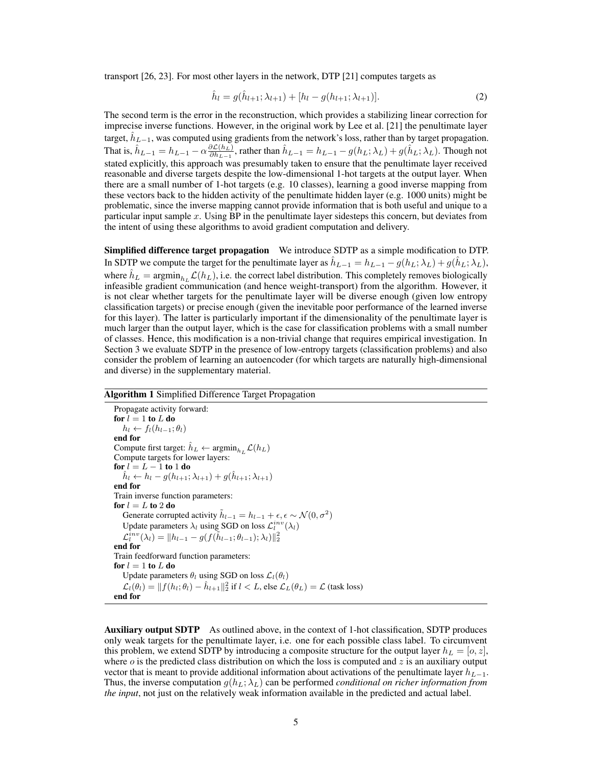transport [26, 23]. For most other layers in the network, DTP [21] computes targets as

$$\hat{h}_l = g(\hat{h}_{l+1}; \lambda_{l+1}) + [h_l - g(h_{l+1}; \lambda_{l+1})]. \tag{2}$$

The second term is the error in the reconstruction, which provides a stabilizing linear correction for imprecise inverse functions. However, in the original work by Lee et al. [21] the penultimate layer target, $\hat{h}_{L-1}$, was computed using gradients from the network's loss, rather than by target propagation. That is, $\hat{h}_{L-1} = h_{L-1} - \alpha \frac{\partial \mathcal{L}(h_L)}{\partial h_{L-1}}$, rather than $\hat{h}_{L-1} = h_{L-1} - g(h_L; \lambda_L) + g(\hat{h}_L; \lambda_L)$. Though not stated explicitly, this approach was presumably taken to ensure that the penultimate layer received reasonable and diverse targets despite the low-dimensional 1-hot targets at the output layer. When there are a small number of 1-hot targets (e.g. 10 classes), learning a good inverse mapping from these vectors back to the hidden activity of the penultimate hidden layer (e.g. 1000 units) might be problematic, since the inverse mapping cannot provide information that is both useful and unique to a particular input sample $x$. Using BP in the penultimate layer sidesteps this concern, but deviates from the intent of using these algorithms to avoid gradient computation and delivery.

**Simplified difference target propagation** We introduce SDTP as a simple modification to DTP. In SDTP we compute the target for the penultimate layer as $\hat{h}_{L-1} = h_{L-1} - g(h_L; \lambda_L) + g(\hat{h}_L; \lambda_L)$, where $\hat{h}_L = \text{argmin}_{h_L} \mathcal{L}(h_L)$, i.e. the correct label distribution. This completely removes biologically infeasible gradient communication (and hence weight-transport) from the algorithm. However, it is not clear whether targets for the penultimate layer will be diverse enough (given low entropy classification targets) or precise enough (given the inevitable poor performance of the learned inverse for this layer). The latter is particularly important if the dimensionality of the penultimate layer is much larger than the output layer, which is the case for classification problems with a small number of classes. Hence, this modification is a non-trivial change that requires empirical investigation. In Section 3 we evaluate SDTP in the presence of low-entropy targets (classification problems) and also consider the problem of learning an autoencoder (for which targets are naturally high-dimensional and diverse) in the supplementary material.

**Algorithm 1** Simplified Difference Target Propagation

Propagate activity forward:
**for** $l = 1$ **to** $L$ **do**
  $h_l \leftarrow f_l(h_{l-1}; \theta_l)$
**end for**
Compute first target: $\hat{h}_L \leftarrow \text{argmin}_{h_L} \mathcal{L}(h_L)$
Compute targets for lower layers:
**for** $l = L - 1$ **to** $1$ **do**
  $\hat{h}_l \leftarrow h_l - g(h_{l+1}; \lambda_{l+1}) + g(\hat{h}_{l+1}; \lambda_{l+1})$
**end for**
Train inverse function parameters:
**for** $l = L$ **to** $2$ **do**
  Generate corrupted activity $\tilde{h}_{l-1} = h_{l-1} + \epsilon, \epsilon \sim \mathcal{N}(0, \sigma^2)$
  Update parameters $\lambda_l$ using SGD on loss $\mathcal{L}_l^{inv}(\lambda_l)$
  $\mathcal{L}_l^{inv}(\lambda_l) = \|h_{l-1} - g(f(\tilde{h}_{l-1}; \theta_{l-1}); \lambda_l)\|_2^2$
**end for**
Train feedforward function parameters:
**for** $l = 1$ **to** $L$ **do**
  Update parameters $\theta_l$ using SGD on loss $\mathcal{L}_l(\theta_l)$
  $\mathcal{L}_l(\theta_l) = \|f(h_l; \theta_l) - \hat{h}_{l+1}\|_2^2$ if $l < L$, else $\mathcal{L}_L(\theta_L) = \mathcal{L}$ (task loss)
**end for**

**Auxiliary output SDTP** As outlined above, in the context of 1-hot classification, SDTP produces only weak targets for the penultimate layer, i.e. one for each possible class label. To circumvent this problem, we extend SDTP by introducing a composite structure for the output layer $h_L = [o, z]$, where $o$ is the predicted class distribution on which the loss is computed and $z$ is an auxiliary output vector that is meant to provide additional information about activations of the penultimate layer $h_{L-1}$. Thus, the inverse computation $g(h_L; \lambda_L)$ can be performed *conditional on richer information from the input*, not just on the relatively weak information available in the predicted and actual label.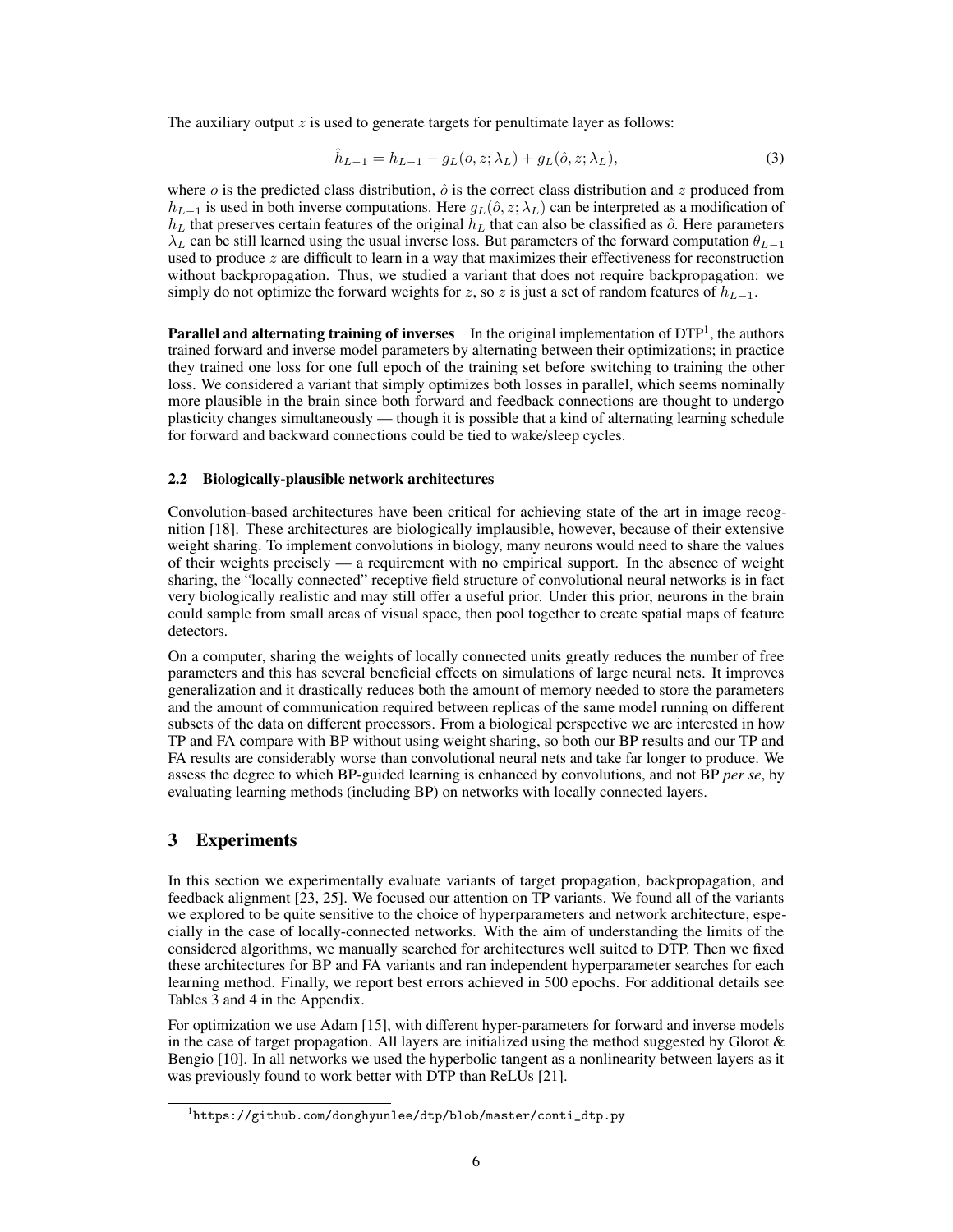The auxiliary output $z$ is used to generate targets for penultimate layer as follows:

$$\hat{h}_{L-1} = h_{L-1} - g_L(o, z; \lambda_L) + g_L(\hat{o}, z; \lambda_L), \tag{3}$$

where $o$ is the predicted class distribution, $\hat{o}$ is the correct class distribution and $z$ produced from $h_{L-1}$ is used in both inverse computations. Here $g_L(\hat{o}, z; \lambda_L)$ can be interpreted as a modification of $h_L$ that preserves certain features of the original $h_L$ that can also be classified as $\hat{o}$. Here parameters $\lambda_L$ can be still learned using the usual inverse loss. But parameters of the forward computation $\theta_{L-1}$ used to produce $z$ are difficult to learn in a way that maximizes their effectiveness for reconstruction without backpropagation. Thus, we studied a variant that does not require backpropagation: we simply do not optimize the forward weights for $z$, so $z$ is just a set of random features of $h_{L-1}$.

**Parallel and alternating training of inverses** In the original implementation of DTP[1], the authors trained forward and inverse model parameters by alternating between their optimizations; in practice they trained one loss for one full epoch of the training set before switching to training the other loss. We considered a variant that simply optimizes both losses in parallel, which seems nominally more plausible in the brain since both forward and feedback connections are thought to undergo plasticity changes simultaneously — though it is possible that a kind of alternating learning schedule for forward and backward connections could be tied to wake/sleep cycles.

### 2.2 Biologically-plausible network architectures

Convolution-based architectures have been critical for achieving state of the art in image recognition [18]. These architectures are biologically implausible, however, because of their extensive weight sharing. To implement convolutions in biology, many neurons would need to share the values of their weights precisely — a requirement with no empirical support. In the absence of weight sharing, the "locally connected" receptive field structure of convolutional neural networks is in fact very biologically realistic and may still offer a useful prior. Under this prior, neurons in the brain could sample from small areas of visual space, then pool together to create spatial maps of feature detectors.

On a computer, sharing the weights of locally connected units greatly reduces the number of free parameters and this has several beneficial effects on simulations of large neural nets. It improves generalization and it drastically reduces both the amount of memory needed to store the parameters and the amount of communication required between replicas of the same model running on different subsets of the data on different processors. From a biological perspective we are interested in how TP and FA compare with BP without using weight sharing, so both our BP results and our TP and FA results are considerably worse than convolutional neural nets and take far longer to produce. We assess the degree to which BP-guided learning is enhanced by convolutions, and not BP *per se*, by evaluating learning methods (including BP) on networks with locally connected layers.

## 3 Experiments

In this section we experimentally evaluate variants of target propagation, backpropagation, and feedback alignment [23, 25]. We focused our attention on TP variants. We found all of the variants we explored to be quite sensitive to the choice of hyperparameters and network architecture, especially in the case of locally-connected networks. With the aim of understanding the limits of the considered algorithms, we manually searched for architectures well suited to DTP. Then we fixed these architectures for BP and FA variants and ran independent hyperparameter searches for each learning method. Finally, we report best errors achieved in 500 epochs. For additional details see Tables 3 and 4 in the Appendix.

For optimization we use Adam [15], with different hyper-parameters for forward and inverse models in the case of target propagation. All layers are initialized using the method suggested by Glorot & Bengio [10]. In all networks we used the hyperbolic tangent as a nonlinearity between layers as it was previously found to work better with DTP than ReLUs [21].

[1] https://github.com/donghyunlee/dtp/blob/master/conti_dtp.py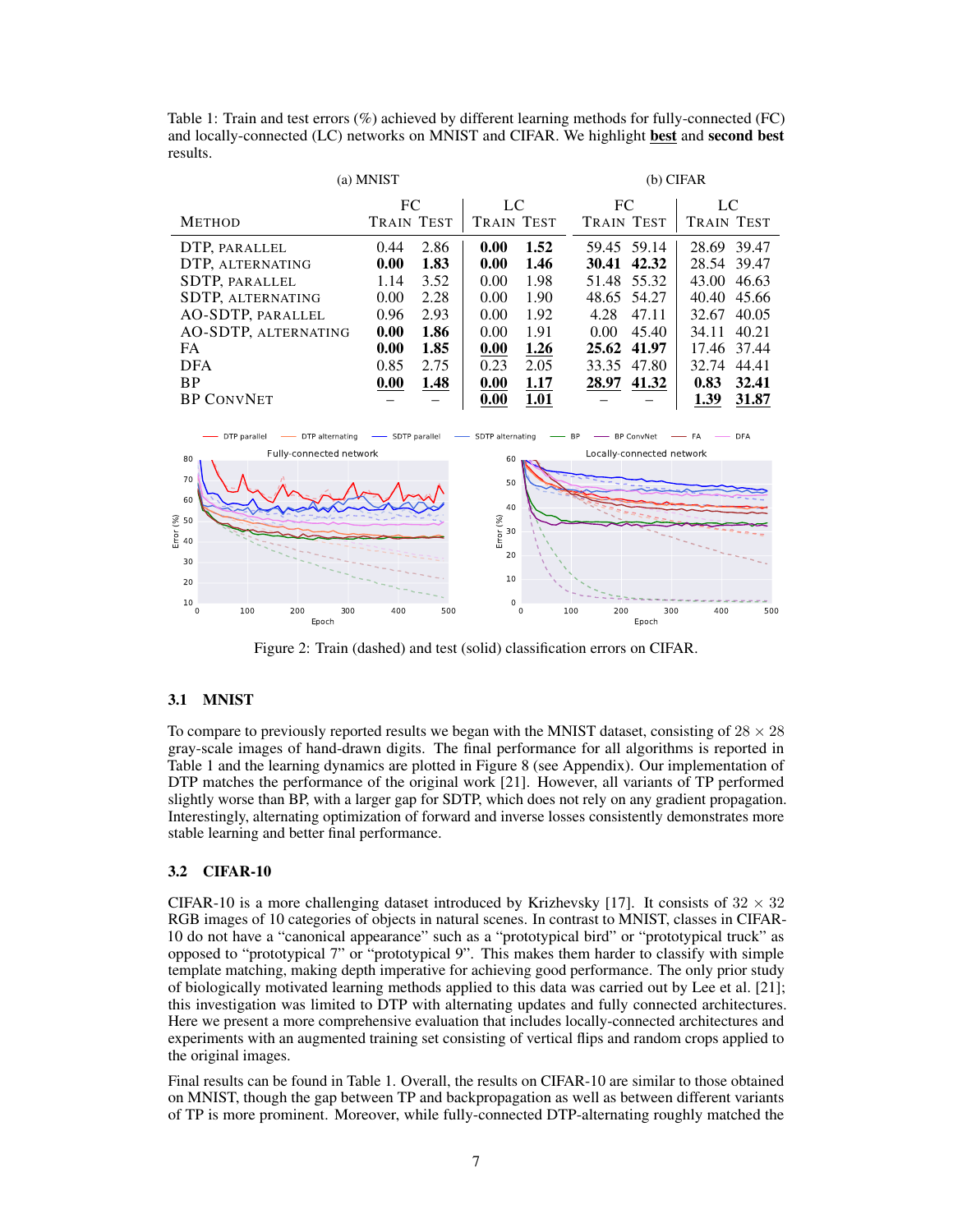Table 1: Train and test errors (%) achieved by different learning methods for fully-connected (FC) and locally-connected (LC) networks on MNIST and CIFAR. We highlight **best** and **second best** results.

| | (a) MNIST | | | | (b) CIFAR | | | |
|---|---|---|---|---|---|---|---|---|
| | FC | | LC | | FC | | LC | |
| METHOD | TRAIN | TEST | TRAIN | TEST | TRAIN | TEST | TRAIN | TEST |
| DTP, PARALLEL | 0.44 | 2.86 | **0.00** | **1.52** | 59.45 | 59.14 | 28.69 | 39.47 |
| DTP, ALTERNATING | **0.00** | **1.83** | **0.00** | **1.46** | **30.41** | **42.32** | 28.54 | 39.47 |
| SDTP, PARALLEL | 1.14 | 3.52 | 0.00 | 1.98 | 51.48 | 55.32 | 43.00 | 46.63 |
| SDTP, ALTERNATING | 0.00 | 2.28 | 0.00 | 1.90 | 48.65 | 54.27 | 40.40 | 45.66 |
| AO-SDTP, PARALLEL | 0.96 | 2.93 | 0.00 | 1.92 | 4.28 | 47.11 | 32.67 | 40.05 |
| AO-SDTP, ALTERNATING | **0.00** | **1.86** | 0.00 | 1.91 | 0.00 | 45.40 | 34.11 | 40.21 |
| FA | **0.00** | **1.85** | **<u>0.00</u>** | **<u>1.26</u>** | **25.62** | **41.97** | 17.46 | 37.44 |
| DFA | 0.85 | 2.75 | 0.23 | 2.05 | 33.35 | 47.80 | 32.74 | 44.41 |
| BP | **<u>0.00</u>** | **<u>1.48</u>** | **<u>0.00</u>** | **<u>1.17</u>** | **<u>28.97</u>** | **<u>41.32</u>** | **0.83** | **32.41** |
| BP CONVNET | – | – | **<u>0.00</u>** | **<u>1.01</u>** | – | – | **<u>1.39</u>** | **<u>31.87</u>** |

Figure 2: Train (dashed) and test (solid) classification errors on CIFAR.

### 3.1 MNIST

To compare to previously reported results we began with the MNIST dataset, consisting of $28 \times 28$ gray-scale images of hand-drawn digits. The final performance for all algorithms is reported in Table 1 and the learning dynamics are plotted in Figure 8 (see Appendix). Our implementation of DTP matches the performance of the original work [21]. However, all variants of TP performed slightly worse than BP, with a larger gap for SDTP, which does not rely on any gradient propagation. Interestingly, alternating optimization of forward and inverse losses consistently demonstrates more stable learning and better final performance.

### 3.2 CIFAR-10

CIFAR-10 is a more challenging dataset introduced by Krizhevsky [17]. It consists of $32 \times 32$ RGB images of 10 categories of objects in natural scenes. In contrast to MNIST, classes in CIFAR-10 do not have a "canonical appearance" such as a "prototypical bird" or "prototypical truck" as opposed to "prototypical 7" or "prototypical 9". This makes them harder to classify with simple template matching, making depth imperative for achieving good performance. The only prior study of biologically motivated learning methods applied to this data was carried out by Lee et al. [21]; this investigation was limited to DTP with alternating updates and fully connected architectures. Here we present a more comprehensive evaluation that includes locally-connected architectures and experiments with an augmented training set consisting of vertical flips and random crops applied to the original images.

Final results can be found in Table 1. Overall, the results on CIFAR-10 are similar to those obtained on MNIST, though the gap between TP and backpropagation as well as between different variants of TP is more prominent. Moreover, while fully-connected DTP-alternating roughly matched the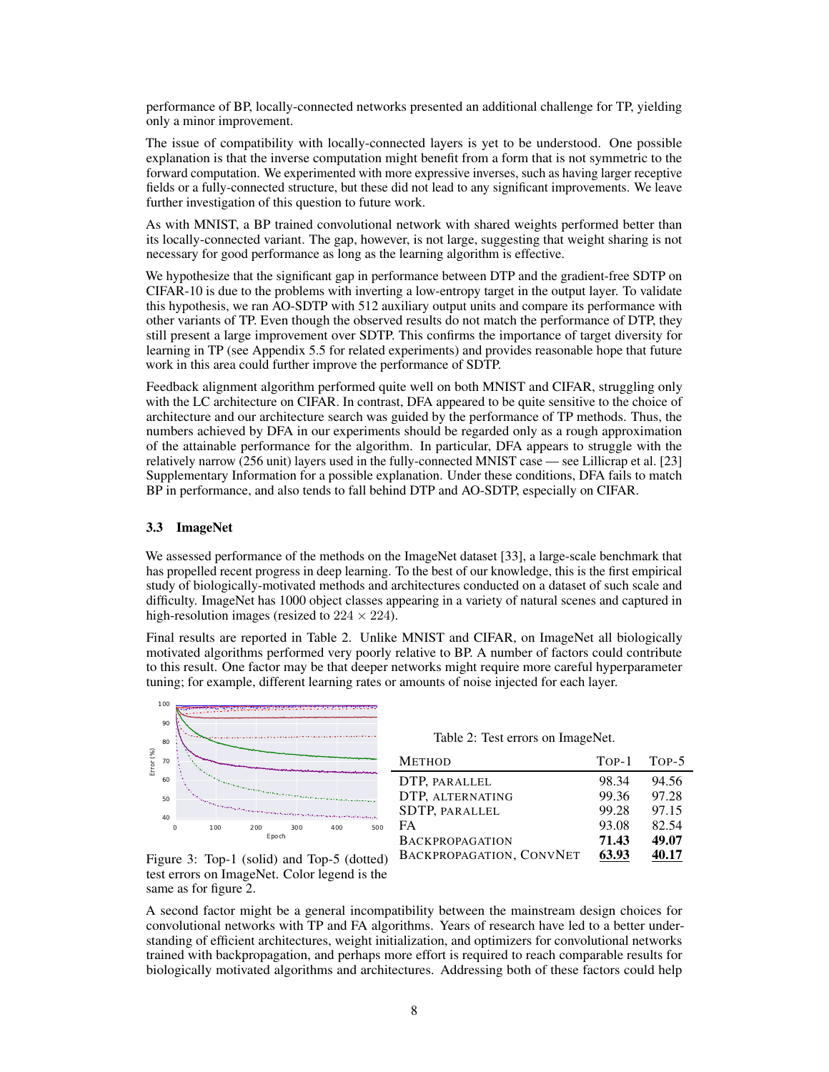performance of BP, locally-connected networks presented an additional challenge for TP, yielding only a minor improvement.

The issue of compatibility with locally-connected layers is yet to be understood. One possible explanation is that the inverse computation might benefit from a form that is not symmetric to the forward computation. We experimented with more expressive inverses, such as having larger receptive fields or a fully-connected structure, but these did not lead to any significant improvements. We leave further investigation of this question to future work.

As with MNIST, a BP trained convolutional network with shared weights performed better than its locally-connected variant. The gap, however, is not large, suggesting that weight sharing is not necessary for good performance as long as the learning algorithm is effective.

We hypothesize that the significant gap in performance between DTP and the gradient-free SDTP on CIFAR-10 is due to the problems with inverting a low-entropy target in the output layer. To validate this hypothesis, we ran AO-SDTP with 512 auxiliary output units and compare its performance with other variants of TP. Even though the observed results do not match the performance of DTP, they still present a large improvement over SDTP. This confirms the importance of target diversity for learning in TP (see Appendix 5.5 for related experiments) and provides reasonable hope that future work in this area could further improve the performance of SDTP.

Feedback alignment algorithm performed quite well on both MNIST and CIFAR, struggling only with the LC architecture on CIFAR. In contrast, DFA appeared to be quite sensitive to the choice of architecture and our architecture search was guided by the performance of TP methods. Thus, the numbers achieved by DFA in our experiments should be regarded only as a rough approximation of the attainable performance for the algorithm. In particular, DFA appears to struggle with the relatively narrow (256 unit) layers used in the fully-connected MNIST case — see Lillicrap et al. [23] Supplementary Information for a possible explanation. Under these conditions, DFA fails to match BP in performance, and also tends to fall behind DTP and AO-SDTP, especially on CIFAR.

### 3.3 ImageNet

We assessed performance of the methods on the ImageNet dataset [33], a large-scale benchmark that has propelled recent progress in deep learning. To the best of our knowledge, this is the first empirical study of biologically-motivated methods and architectures conducted on a dataset of such scale and difficulty. ImageNet has 1000 object classes appearing in a variety of natural scenes and captured in high-resolution images (resized to $224 \times 224$).

Final results are reported in Table 2. Unlike MNIST and CIFAR, on ImageNet all biologically motivated algorithms performed very poorly relative to BP. A number of factors could contribute to this result. One factor may be that deeper networks might require more careful hyperparameter tuning; for example, different learning rates or amounts of noise injected for each layer.

Figure 3: Top-1 (solid) and Top-5 (dotted) test errors on ImageNet. Color legend is the same as for figure 2.

Table 2: Test errors on ImageNet.

| Method | Top-1 | Top-5 |
|---|---|---|
| DTP, parallel | 98.34 | 94.56 |
| DTP, alternating | 99.36 | 97.28 |
| SDTP, parallel | 99.28 | 97.15 |
| FA | 93.08 | 82.54 |
| Backpropagation | **71.43** | **49.07** |
| Backpropagation, ConvNet | **63.93** | **40.17** |

A second factor might be a general incompatibility between the mainstream design choices for convolutional networks with TP and FA algorithms. Years of research have led to a better understanding of efficient architectures, weight initialization, and optimizers for convolutional networks trained with backpropagation, and perhaps more effort is required to reach comparable results for biologically motivated algorithms and architectures. Addressing both of these factors could help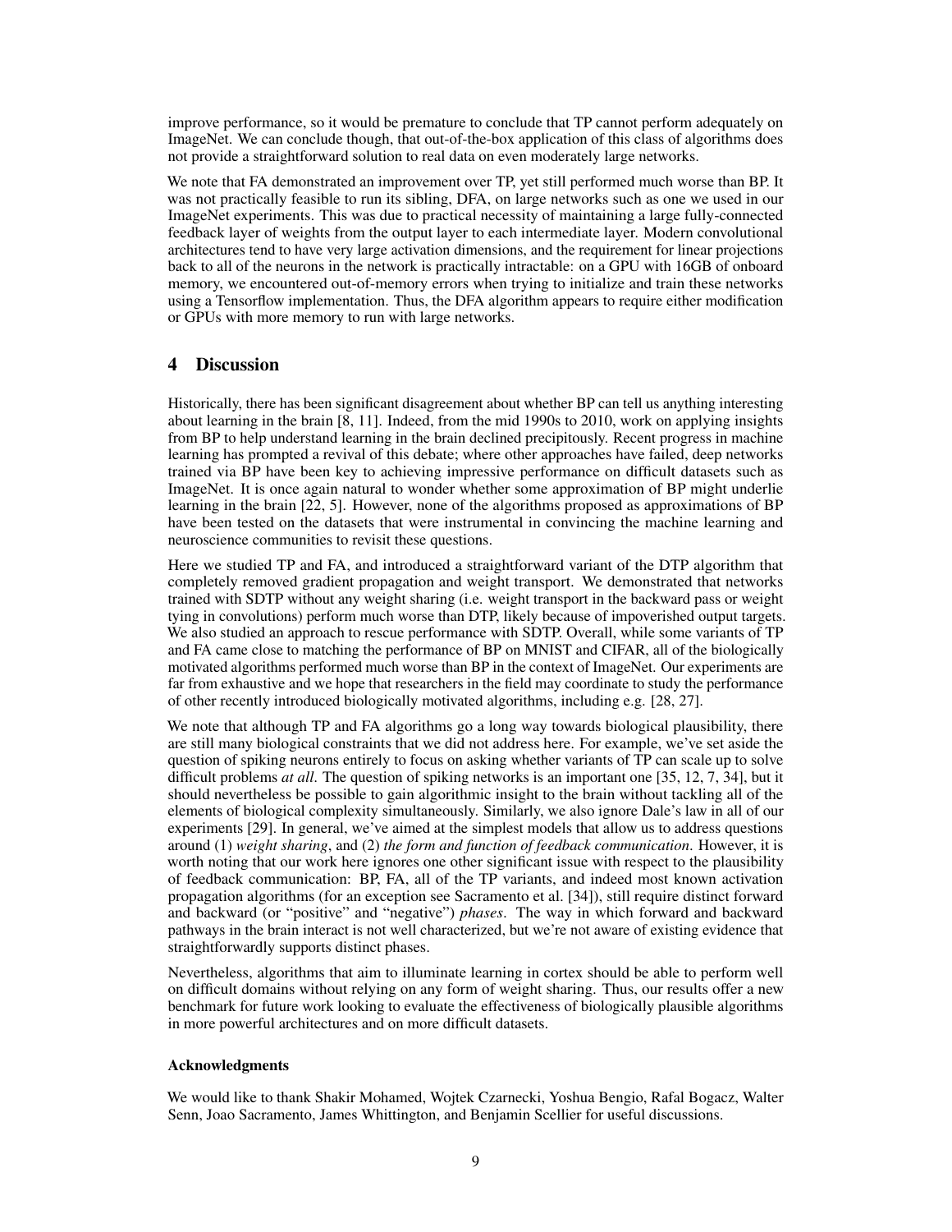improve performance, so it would be premature to conclude that TP cannot perform adequately on ImageNet. We can conclude though, that out-of-the-box application of this class of algorithms does not provide a straightforward solution to real data on even moderately large networks.

We note that FA demonstrated an improvement over TP, yet still performed much worse than BP. It was not practically feasible to run its sibling, DFA, on large networks such as one we used in our ImageNet experiments. This was due to practical necessity of maintaining a large fully-connected feedback layer of weights from the output layer to each intermediate layer. Modern convolutional architectures tend to have very large activation dimensions, and the requirement for linear projections back to all of the neurons in the network is practically intractable: on a GPU with 16GB of onboard memory, we encountered out-of-memory errors when trying to initialize and train these networks using a Tensorflow implementation. Thus, the DFA algorithm appears to require either modification or GPUs with more memory to run with large networks.

## 4 Discussion

Historically, there has been significant disagreement about whether BP can tell us anything interesting about learning in the brain [8, 11]. Indeed, from the mid 1990s to 2010, work on applying insights from BP to help understand learning in the brain declined precipitously. Recent progress in machine learning has prompted a revival of this debate; where other approaches have failed, deep networks trained via BP have been key to achieving impressive performance on difficult datasets such as ImageNet. It is once again natural to wonder whether some approximation of BP might underlie learning in the brain [22, 5]. However, none of the algorithms proposed as approximations of BP have been tested on the datasets that were instrumental in convincing the machine learning and neuroscience communities to revisit these questions.

Here we studied TP and FA, and introduced a straightforward variant of the DTP algorithm that completely removed gradient propagation and weight transport. We demonstrated that networks trained with SDTP without any weight sharing (i.e. weight transport in the backward pass or weight tying in convolutions) perform much worse than DTP, likely because of impoverished output targets. We also studied an approach to rescue performance with SDTP. Overall, while some variants of TP and FA came close to matching the performance of BP on MNIST and CIFAR, all of the biologically motivated algorithms performed much worse than BP in the context of ImageNet. Our experiments are far from exhaustive and we hope that researchers in the field may coordinate to study the performance of other recently introduced biologically motivated algorithms, including e.g. [28, 27].

We note that although TP and FA algorithms go a long way towards biological plausibility, there are still many biological constraints that we did not address here. For example, we've set aside the question of spiking neurons entirely to focus on asking whether variants of TP can scale up to solve difficult problems *at all*. The question of spiking networks is an important one [35, 12, 7, 34], but it should nevertheless be possible to gain algorithmic insight to the brain without tackling all of the elements of biological complexity simultaneously. Similarly, we also ignore Dale's law in all of our experiments [29]. In general, we've aimed at the simplest models that allow us to address questions around (1) *weight sharing*, and (2) *the form and function of feedback communication*. However, it is worth noting that our work here ignores one other significant issue with respect to the plausibility of feedback communication: BP, FA, all of the TP variants, and indeed most known activation propagation algorithms (for an exception see Sacramento et al. [34]), still require distinct forward and backward (or "positive" and "negative") *phases*. The way in which forward and backward pathways in the brain interact is not well characterized, but we're not aware of existing evidence that straightforwardly supports distinct phases.

Nevertheless, algorithms that aim to illuminate learning in cortex should be able to perform well on difficult domains without relying on any form of weight sharing. Thus, our results offer a new benchmark for future work looking to evaluate the effectiveness of biologically plausible algorithms in more powerful architectures and on more difficult datasets.

#### Acknowledgments

We would like to thank Shakir Mohamed, Wojtek Czarnecki, Yoshua Bengio, Rafal Bogacz, Walter Senn, Joao Sacramento, James Whittington, and Benjamin Scellier for useful discussions.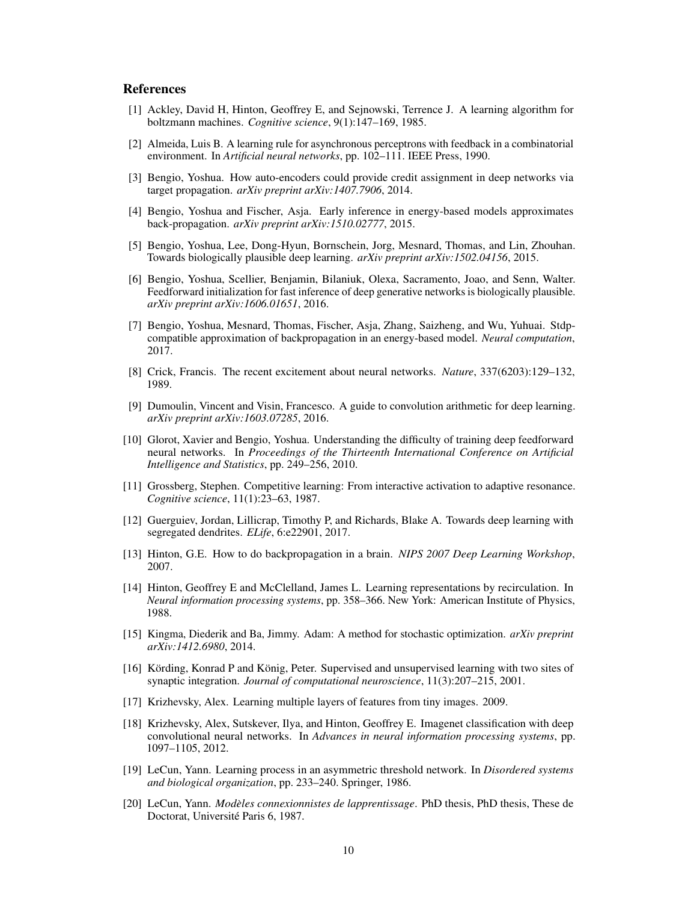## References

[1] Ackley, David H, Hinton, Geoffrey E, and Sejnowski, Terrence J. A learning algorithm for boltzmann machines. *Cognitive science*, 9(1):147–169, 1985.

[2] Almeida, Luis B. A learning rule for asynchronous perceptrons with feedback in a combinatorial environment. In *Artificial neural networks*, pp. 102–111. IEEE Press, 1990.

[3] Bengio, Yoshua. How auto-encoders could provide credit assignment in deep networks via target propagation. *arXiv preprint arXiv:1407.7906*, 2014.

[4] Bengio, Yoshua and Fischer, Asja. Early inference in energy-based models approximates back-propagation. *arXiv preprint arXiv:1510.02777*, 2015.

[5] Bengio, Yoshua, Lee, Dong-Hyun, Bornschein, Jorg, Mesnard, Thomas, and Lin, Zhouhan. Towards biologically plausible deep learning. *arXiv preprint arXiv:1502.04156*, 2015.

[6] Bengio, Yoshua, Scellier, Benjamin, Bilaniuk, Olexa, Sacramento, Joao, and Senn, Walter. Feedforward initialization for fast inference of deep generative networks is biologically plausible. *arXiv preprint arXiv:1606.01651*, 2016.

[7] Bengio, Yoshua, Mesnard, Thomas, Fischer, Asja, Zhang, Saizheng, and Wu, Yuhuai. Stdp-compatible approximation of backpropagation in an energy-based model. *Neural computation*, 2017.

[8] Crick, Francis. The recent excitement about neural networks. *Nature*, 337(6203):129–132, 1989.

[9] Dumoulin, Vincent and Visin, Francesco. A guide to convolution arithmetic for deep learning. *arXiv preprint arXiv:1603.07285*, 2016.

[10] Glorot, Xavier and Bengio, Yoshua. Understanding the difficulty of training deep feedforward neural networks. In *Proceedings of the Thirteenth International Conference on Artificial Intelligence and Statistics*, pp. 249–256, 2010.

[11] Grossberg, Stephen. Competitive learning: From interactive activation to adaptive resonance. *Cognitive science*, 11(1):23–63, 1987.

[12] Guerguiev, Jordan, Lillicrap, Timothy P, and Richards, Blake A. Towards deep learning with segregated dendrites. *ELife*, 6:e22901, 2017.

[13] Hinton, G.E. How to do backpropagation in a brain. *NIPS 2007 Deep Learning Workshop*, 2007.

[14] Hinton, Geoffrey E and McClelland, James L. Learning representations by recirculation. In *Neural information processing systems*, pp. 358–366. New York: American Institute of Physics, 1988.

[15] Kingma, Diederik and Ba, Jimmy. Adam: A method for stochastic optimization. *arXiv preprint arXiv:1412.6980*, 2014.

[16] Körding, Konrad P and König, Peter. Supervised and unsupervised learning with two sites of synaptic integration. *Journal of computational neuroscience*, 11(3):207–215, 2001.

[17] Krizhevsky, Alex. Learning multiple layers of features from tiny images. 2009.

[18] Krizhevsky, Alex, Sutskever, Ilya, and Hinton, Geoffrey E. Imagenet classification with deep convolutional neural networks. In *Advances in neural information processing systems*, pp. 1097–1105, 2012.

[19] LeCun, Yann. Learning process in an asymmetric threshold network. In *Disordered systems and biological organization*, pp. 233–240. Springer, 1986.

[20] LeCun, Yann. *Modèles connexionnistes de lapprentissage*. PhD thesis, PhD thesis, These de Doctorat, Université Paris 6, 1987.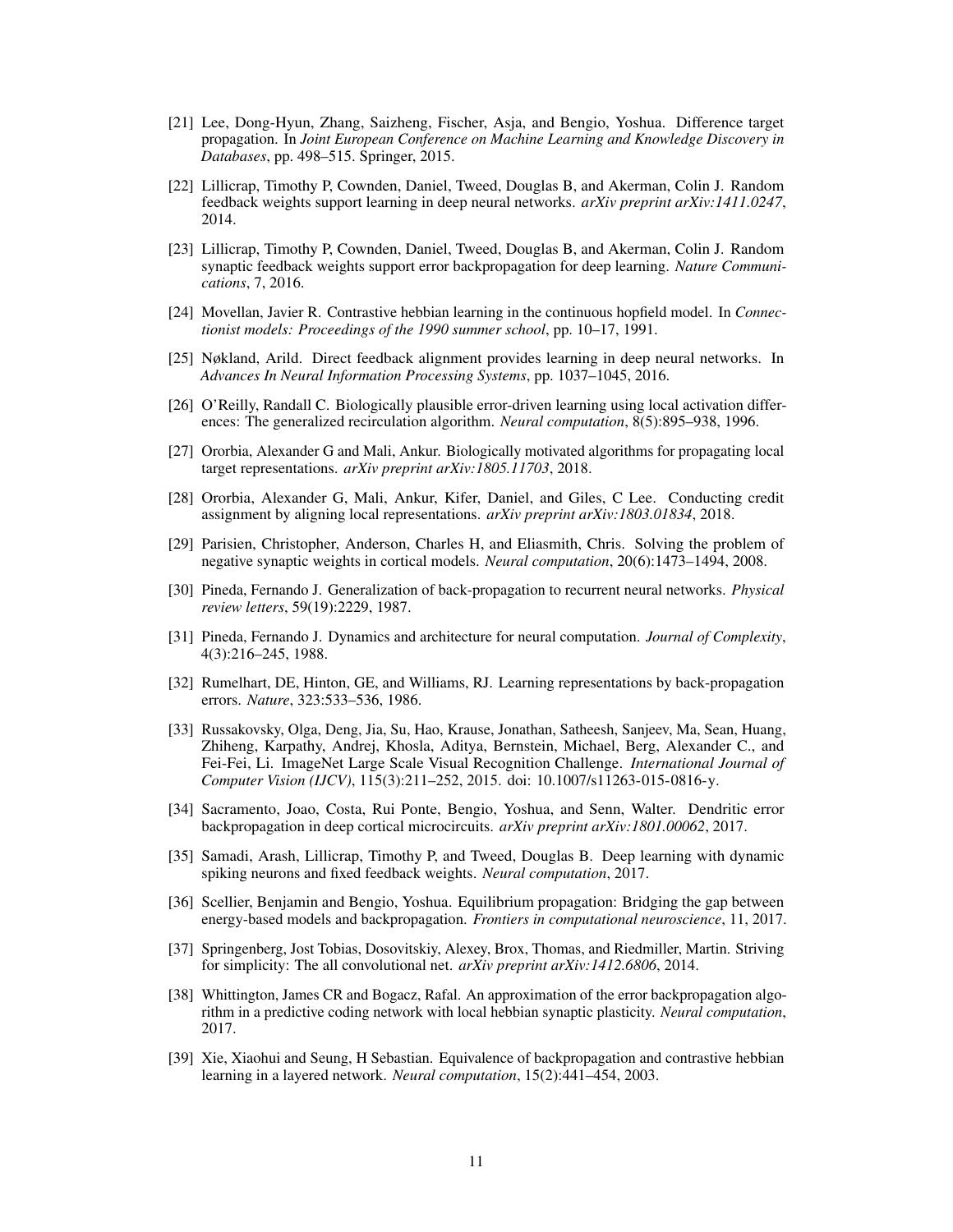[21] Lee, Dong-Hyun, Zhang, Saizheng, Fischer, Asja, and Bengio, Yoshua. Difference target propagation. In *Joint European Conference on Machine Learning and Knowledge Discovery in Databases*, pp. 498–515. Springer, 2015.

[22] Lillicrap, Timothy P, Cownden, Daniel, Tweed, Douglas B, and Akerman, Colin J. Random feedback weights support learning in deep neural networks. *arXiv preprint arXiv:1411.0247*, 2014.

[23] Lillicrap, Timothy P, Cownden, Daniel, Tweed, Douglas B, and Akerman, Colin J. Random synaptic feedback weights support error backpropagation for deep learning. *Nature Communications*, 7, 2016.

[24] Movellan, Javier R. Contrastive hebbian learning in the continuous hopfield model. In *Connectionist models: Proceedings of the 1990 summer school*, pp. 10–17, 1991.

[25] Nøkland, Arild. Direct feedback alignment provides learning in deep neural networks. In *Advances In Neural Information Processing Systems*, pp. 1037–1045, 2016.

[26] O'Reilly, Randall C. Biologically plausible error-driven learning using local activation differences: The generalized recirculation algorithm. *Neural computation*, 8(5):895–938, 1996.

[27] Ororbia, Alexander G and Mali, Ankur. Biologically motivated algorithms for propagating local target representations. *arXiv preprint arXiv:1805.11703*, 2018.

[28] Ororbia, Alexander G, Mali, Ankur, Kifer, Daniel, and Giles, C Lee. Conducting credit assignment by aligning local representations. *arXiv preprint arXiv:1803.01834*, 2018.

[29] Parisien, Christopher, Anderson, Charles H, and Eliasmith, Chris. Solving the problem of negative synaptic weights in cortical models. *Neural computation*, 20(6):1473–1494, 2008.

[30] Pineda, Fernando J. Generalization of back-propagation to recurrent neural networks. *Physical review letters*, 59(19):2229, 1987.

[31] Pineda, Fernando J. Dynamics and architecture for neural computation. *Journal of Complexity*, 4(3):216–245, 1988.

[32] Rumelhart, DE, Hinton, GE, and Williams, RJ. Learning representations by back-propagation errors. *Nature*, 323:533–536, 1986.

[33] Russakovsky, Olga, Deng, Jia, Su, Hao, Krause, Jonathan, Satheesh, Sanjeev, Ma, Sean, Huang, Zhiheng, Karpathy, Andrej, Khosla, Aditya, Bernstein, Michael, Berg, Alexander C., and Fei-Fei, Li. ImageNet Large Scale Visual Recognition Challenge. *International Journal of Computer Vision (IJCV)*, 115(3):211–252, 2015. doi: 10.1007/s11263-015-0816-y.

[34] Sacramento, Joao, Costa, Rui Ponte, Bengio, Yoshua, and Senn, Walter. Dendritic error backpropagation in deep cortical microcircuits. *arXiv preprint arXiv:1801.00062*, 2017.

[35] Samadi, Arash, Lillicrap, Timothy P, and Tweed, Douglas B. Deep learning with dynamic spiking neurons and fixed feedback weights. *Neural computation*, 2017.

[36] Scellier, Benjamin and Bengio, Yoshua. Equilibrium propagation: Bridging the gap between energy-based models and backpropagation. *Frontiers in computational neuroscience*, 11, 2017.

[37] Springenberg, Jost Tobias, Dosovitskiy, Alexey, Brox, Thomas, and Riedmiller, Martin. Striving for simplicity: The all convolutional net. *arXiv preprint arXiv:1412.6806*, 2014.

[38] Whittington, James CR and Bogacz, Rafal. An approximation of the error backpropagation algorithm in a predictive coding network with local hebbian synaptic plasticity. *Neural computation*, 2017.

[39] Xie, Xiaohui and Seung, H Sebastian. Equivalence of backpropagation and contrastive hebbian learning in a layered network. *Neural computation*, 15(2):441–454, 2003.